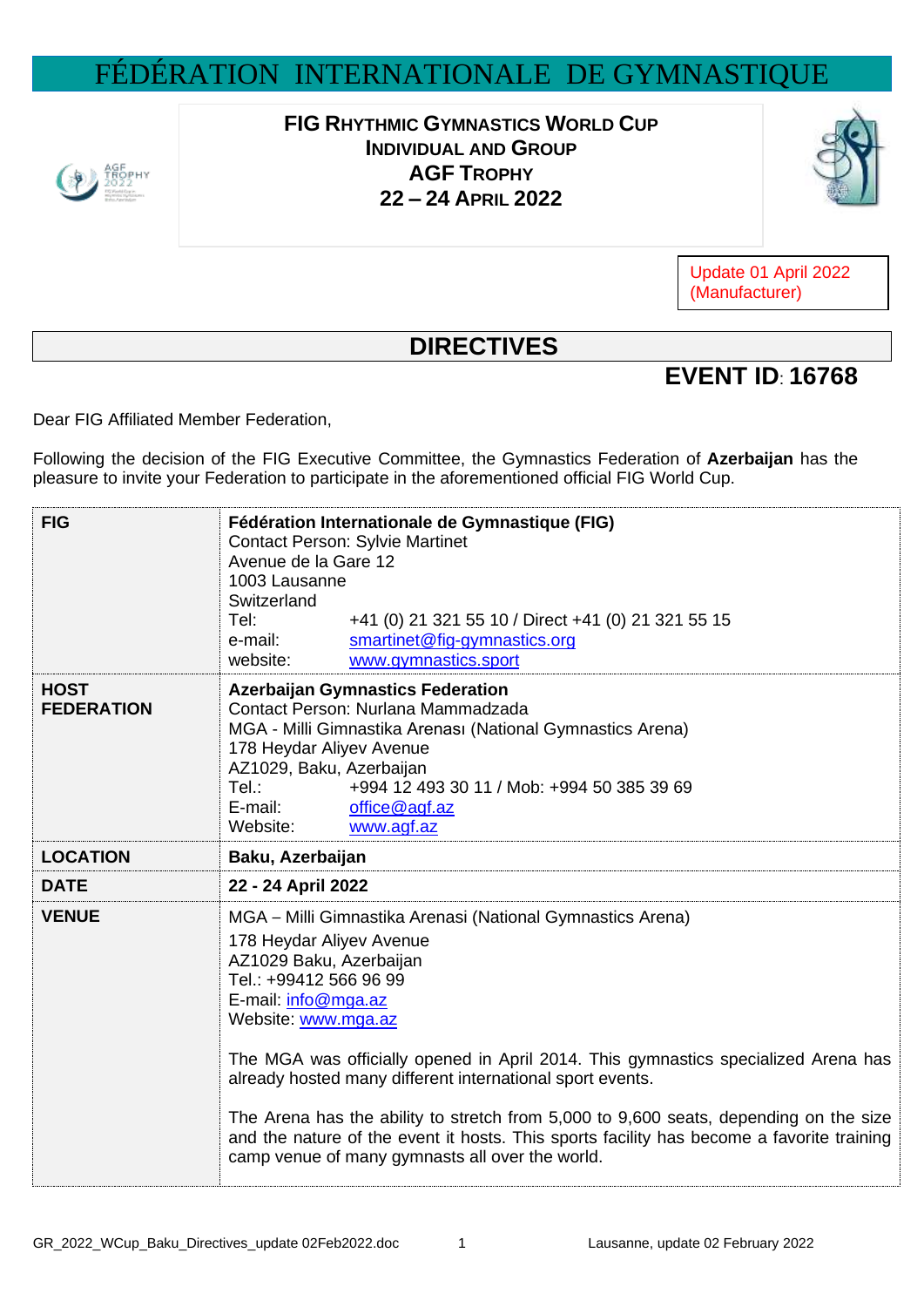# FÉDÉRATION INTERNATIONALE DE GYMNASTIQUE

**FIG RHYTHMIC GYMNASTICS WORLD CUP**
**INDIVIDUAL AND GROUP**
**AGF TROPHY**
**22 – 24 APRIL 2022**

Update 01 April 2022
(Manufacturer)

## DIRECTIVES

**EVENT ID: 16768**

Dear FIG Affiliated Member Federation,

Following the decision of the FIG Executive Committee, the Gymnastics Federation of **Azerbaijan** has the pleasure to invite your Federation to participate in the aforementioned official FIG World Cup.

| | |
|---|---|
| **FIG** | **Fédération Internationale de Gymnastique (FIG)**<br>Contact Person: Sylvie Martinet<br>Avenue de la Gare 12<br>1003 Lausanne<br>Switzerland<br>Tel: +41 (0) 21 321 55 10 / Direct +41 (0) 21 321 55 15<br>e-mail: smartinet@fig-gymnastics.org<br>website: www.gymnastics.sport |
| **HOST FEDERATION** | **Azerbaijan Gymnastics Federation**<br>Contact Person: Nurlana Mammadzada<br>MGA - Milli Gimnastika Arenası (National Gymnastics Arena)<br>178 Heydar Aliyev Avenue<br>AZ1029, Baku, Azerbaijan<br>Tel.: +994 12 493 30 11 / Mob: +994 50 385 39 69<br>E-mail: office@agf.az<br>Website: www.agf.az |
| **LOCATION** | **Baku, Azerbaijan** |
| **DATE** | **22 - 24 April 2022** |
| **VENUE** | MGA – Milli Gimnastika Arenasi (National Gymnastics Arena)<br>178 Heydar Aliyev Avenue<br>AZ1029 Baku, Azerbaijan<br>Tel.: +99412 566 96 99<br>E-mail: info@mga.az<br>Website: www.mga.az<br><br>The MGA was officially opened in April 2014. This gymnastics specialized Arena has already hosted many different international sport events.<br><br>The Arena has the ability to stretch from 5,000 to 9,600 seats, depending on the size and the nature of the event it hosts. This sports facility has become a favorite training camp venue of many gymnasts all over the world. |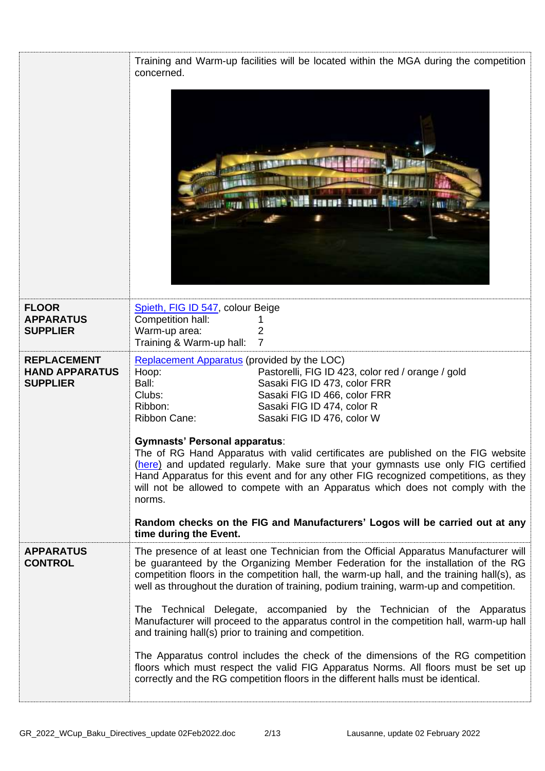| | |
|---|---|
| | Training and Warm-up facilities will be located within the MGA during the competition concerned. |
| **FLOOR APPARATUS SUPPLIER** | Spieth, FIG ID 547, colour Beige<br>Competition hall: 1<br>Warm-up area: 2<br>Training & Warm-up hall: 7 |
| **REPLACEMENT HAND APPARATUS SUPPLIER** | Replacement Apparatus (provided by the LOC)<br>Hoop: Pastorelli, FIG ID 423, color red / orange / gold<br>Ball: Sasaki FIG ID 473, color FRR<br>Clubs: Sasaki FIG ID 466, color FRR<br>Ribbon: Sasaki FIG ID 474, color R<br>Ribbon Cane: Sasaki FIG ID 476, color W<br><br>**Gymnasts' Personal apparatus**:<br>The of RG Hand Apparatus with valid certificates are published on the FIG website (here) and updated regularly. Make sure that your gymnasts use only FIG certified Hand Apparatus for this event and for any other FIG recognized competitions, as they will not be allowed to compete with an Apparatus which does not comply with the norms.<br><br>**Random checks on the FIG and Manufacturers' Logos will be carried out at any time during the Event.** |
| **APPARATUS CONTROL** | The presence of at least one Technician from the Official Apparatus Manufacturer will be guaranteed by the Organizing Member Federation for the installation of the RG competition floors in the competition hall, the warm-up hall, and the training hall(s), as well as throughout the duration of training, podium training, warm-up and competition.<br><br>The Technical Delegate, accompanied by the Technician of the Apparatus Manufacturer will proceed to the apparatus control in the competition hall, warm-up hall and training hall(s) prior to training and competition.<br><br>The Apparatus control includes the check of the dimensions of the RG competition floors which must respect the valid FIG Apparatus Norms. All floors must be set up correctly and the RG competition floors in the different halls must be identical. |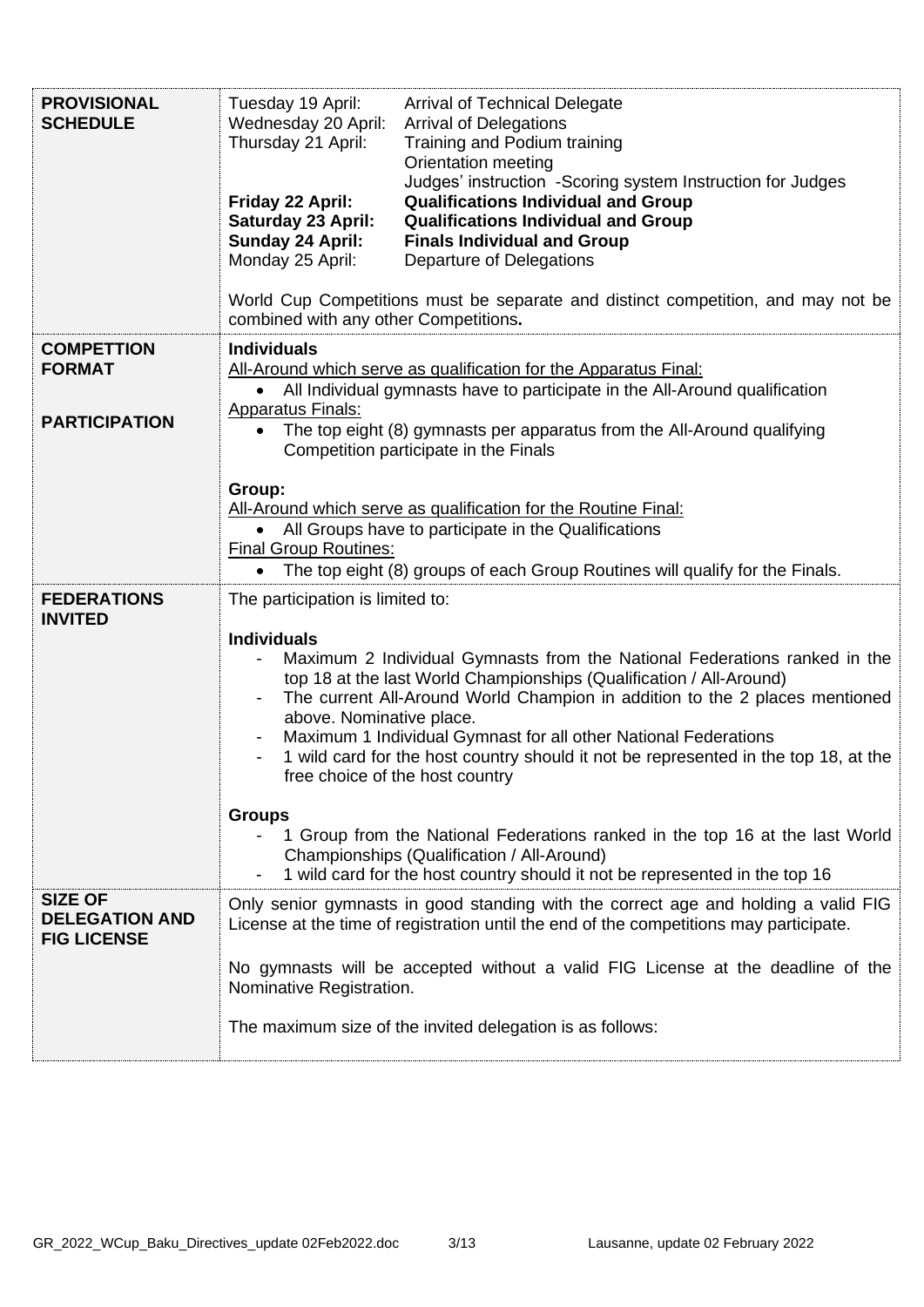| | |
|---|---|
| **PROVISIONAL SCHEDULE** | Tuesday 19 April: Arrival of Technical Delegate<br>Wednesday 20 April: Arrival of Delegations<br>Thursday 21 April: Training and Podium training<br>Orientation meeting<br>Judges' instruction -Scoring system Instruction for Judges<br>**Friday 22 April: Qualifications Individual and Group**<br>**Saturday 23 April: Qualifications Individual and Group**<br>**Sunday 24 April: Finals Individual and Group**<br>Monday 25 April: Departure of Delegations<br><br>World Cup Competitions must be separate and distinct competition, and may not be combined with any other Competitions**.** |
| **COMPETTION FORMAT**<br><br>**PARTICIPATION** | **Individuals**<br><u>All-Around which serve as qualification for the Apparatus Final:</u><br>• All Individual gymnasts have to participate in the All-Around qualification<br><u>Apparatus Finals:</u><br>• The top eight (8) gymnasts per apparatus from the All-Around qualifying Competition participate in the Finals<br><br>**Group:**<br><u>All-Around which serve as qualification for the Routine Final:</u><br>• All Groups have to participate in the Qualifications<br><u>Final Group Routines:</u><br>• The top eight (8) groups of each Group Routines will qualify for the Finals. |
| **FEDERATIONS INVITED** | The participation is limited to:<br><br>**Individuals**<br>- Maximum 2 Individual Gymnasts from the National Federations ranked in the top 18 at the last World Championships (Qualification / All-Around)<br>- The current All-Around World Champion in addition to the 2 places mentioned above. Nominative place.<br>- Maximum 1 Individual Gymnast for all other National Federations<br>- 1 wild card for the host country should it not be represented in the top 18, at the free choice of the host country<br><br>**Groups**<br>- 1 Group from the National Federations ranked in the top 16 at the last World Championships (Qualification / All-Around)<br>- 1 wild card for the host country should it not be represented in the top 16 |
| **SIZE OF DELEGATION AND FIG LICENSE** | Only senior gymnasts in good standing with the correct age and holding a valid FIG License at the time of registration until the end of the competitions may participate.<br><br>No gymnasts will be accepted without a valid FIG License at the deadline of the Nominative Registration.<br><br>The maximum size of the invited delegation is as follows: |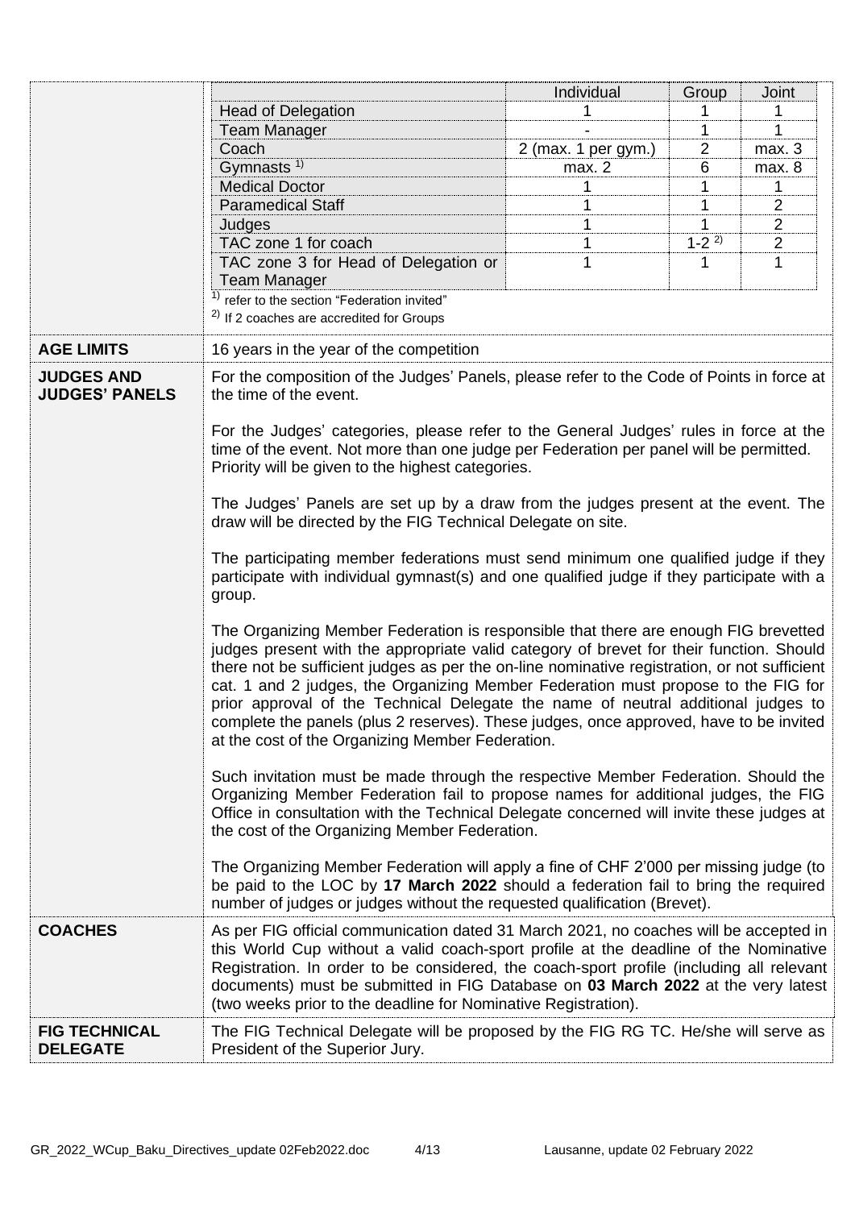| | Individual | Group | Joint |
|---|---|---|---|
| Head of Delegation | 1 | 1 | 1 |
| Team Manager | - | 1 | 1 |
| Coach | 2 (max. 1 per gym.) | 2 | max. 3 |
| Gymnasts [1] | max. 2 | 6 | max. 8 |
| Medical Doctor | 1 | 1 | 1 |
| Paramedical Staff | 1 | 1 | 2 |
| Judges | 1 | 1 | 2 |
| TAC zone 1 for coach | 1 | 1-2 [2] | 2 |
| TAC zone 3 for Head of Delegation or Team Manager | 1 | 1 | 1 |

[1] refer to the section "Federation invited"

[2] If 2 coaches are accredited for Groups

**AGE LIMITS**

16 years in the year of the competition

**JUDGES AND JUDGES' PANELS**

For the composition of the Judges' Panels, please refer to the Code of Points in force at the time of the event.

For the Judges' categories, please refer to the General Judges' rules in force at the time of the event. Not more than one judge per Federation per panel will be permitted. Priority will be given to the highest categories.

The Judges' Panels are set up by a draw from the judges present at the event. The draw will be directed by the FIG Technical Delegate on site.

The participating member federations must send minimum one qualified judge if they participate with individual gymnast(s) and one qualified judge if they participate with a group.

The Organizing Member Federation is responsible that there are enough FIG brevetted judges present with the appropriate valid category of brevet for their function. Should there not be sufficient judges as per the on-line nominative registration, or not sufficient cat. 1 and 2 judges, the Organizing Member Federation must propose to the FIG for prior approval of the Technical Delegate the name of neutral additional judges to complete the panels (plus 2 reserves). These judges, once approved, have to be invited at the cost of the Organizing Member Federation.

Such invitation must be made through the respective Member Federation. Should the Organizing Member Federation fail to propose names for additional judges, the FIG Office in consultation with the Technical Delegate concerned will invite these judges at the cost of the Organizing Member Federation.

The Organizing Member Federation will apply a fine of CHF 2'000 per missing judge (to be paid to the LOC by **17 March 2022** should a federation fail to bring the required number of judges or judges without the requested qualification (Brevet).

**COACHES**

As per FIG official communication dated 31 March 2021, no coaches will be accepted in this World Cup without a valid coach-sport profile at the deadline of the Nominative Registration. In order to be considered, the coach-sport profile (including all relevant documents) must be submitted in FIG Database on **03 March 2022** at the very latest (two weeks prior to the deadline for Nominative Registration).

**FIG TECHNICAL DELEGATE**

The FIG Technical Delegate will be proposed by the FIG RG TC. He/she will serve as President of the Superior Jury.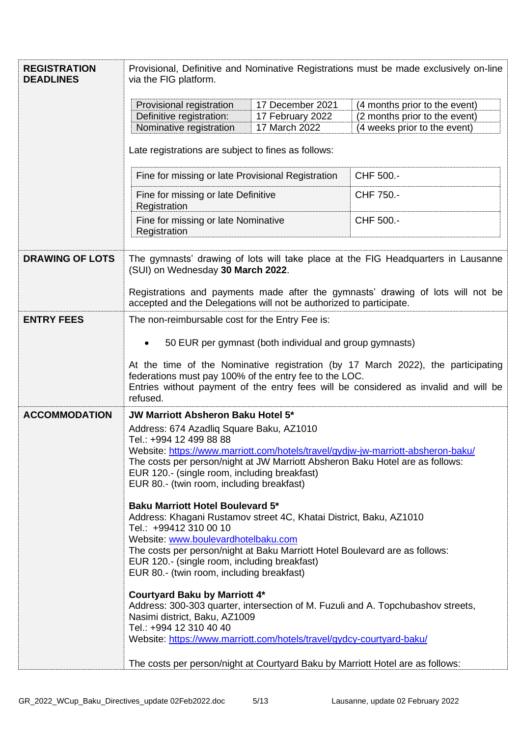| | |
|---|---|
| **REGISTRATION DEADLINES** | Provisional, Definitive and Nominative Registrations must be made exclusively on-line via the FIG platform.<br><br>Provisional registration — 17 December 2021 — (4 months prior to the event)<br>Definitive registration: — 17 February 2022 — (2 months prior to the event)<br>Nominative registration — 17 March 2022 — (4 weeks prior to the event)<br><br>Late registrations are subject to fines as follows:<br><br>Fine for missing or late Provisional Registration — CHF 500.-<br>Fine for missing or late Definitive Registration — CHF 750.-<br>Fine for missing or late Nominative Registration — CHF 500.- |
| **DRAWING OF LOTS** | The gymnasts' drawing of lots will take place at the FIG Headquarters in Lausanne (SUI) on Wednesday **30 March 2022**.<br><br>Registrations and payments made after the gymnasts' drawing of lots will not be accepted and the Delegations will not be authorized to participate. |
| **ENTRY FEES** | The non-reimbursable cost for the Entry Fee is:<br><br>• 50 EUR per gymnast (both individual and group gymnasts)<br><br>At the time of the Nominative registration (by 17 March 2022), the participating federations must pay 100% of the entry fee to the LOC.<br>Entries without payment of the entry fees will be considered as invalid and will be refused. |
| **ACCOMMODATION** | **JW Marriott Absheron Baku Hotel 5***<br>Address: 674 Azadliq Square Baku, AZ1010<br>Tel.: +994 12 499 88 88<br>Website: https://www.marriott.com/hotels/travel/gydjw-jw-marriott-absheron-baku/<br>The costs per person/night at JW Marriott Absheron Baku Hotel are as follows:<br>EUR 120.- (single room, including breakfast)<br>EUR 80.- (twin room, including breakfast)<br><br>**Baku Marriott Hotel Boulevard 5***<br>Address: Khagani Rustamov street 4C, Khatai District, Baku, AZ1010<br>Tel.: +99412 310 00 10<br>Website: www.boulevardhotelbaku.com<br>The costs per person/night at Baku Marriott Hotel Boulevard are as follows:<br>EUR 120.- (single room, including breakfast)<br>EUR 80.- (twin room, including breakfast)<br><br>**Courtyard Baku by Marriott 4***<br>Address: 300-303 quarter, intersection of M. Fuzuli and A. Topchubashov streets, Nasimi district, Baku, AZ1009<br>Tel.: +994 12 310 40 40<br>Website: https://www.marriott.com/hotels/travel/gydcy-courtyard-baku/<br><br>The costs per person/night at Courtyard Baku by Marriott Hotel are as follows: |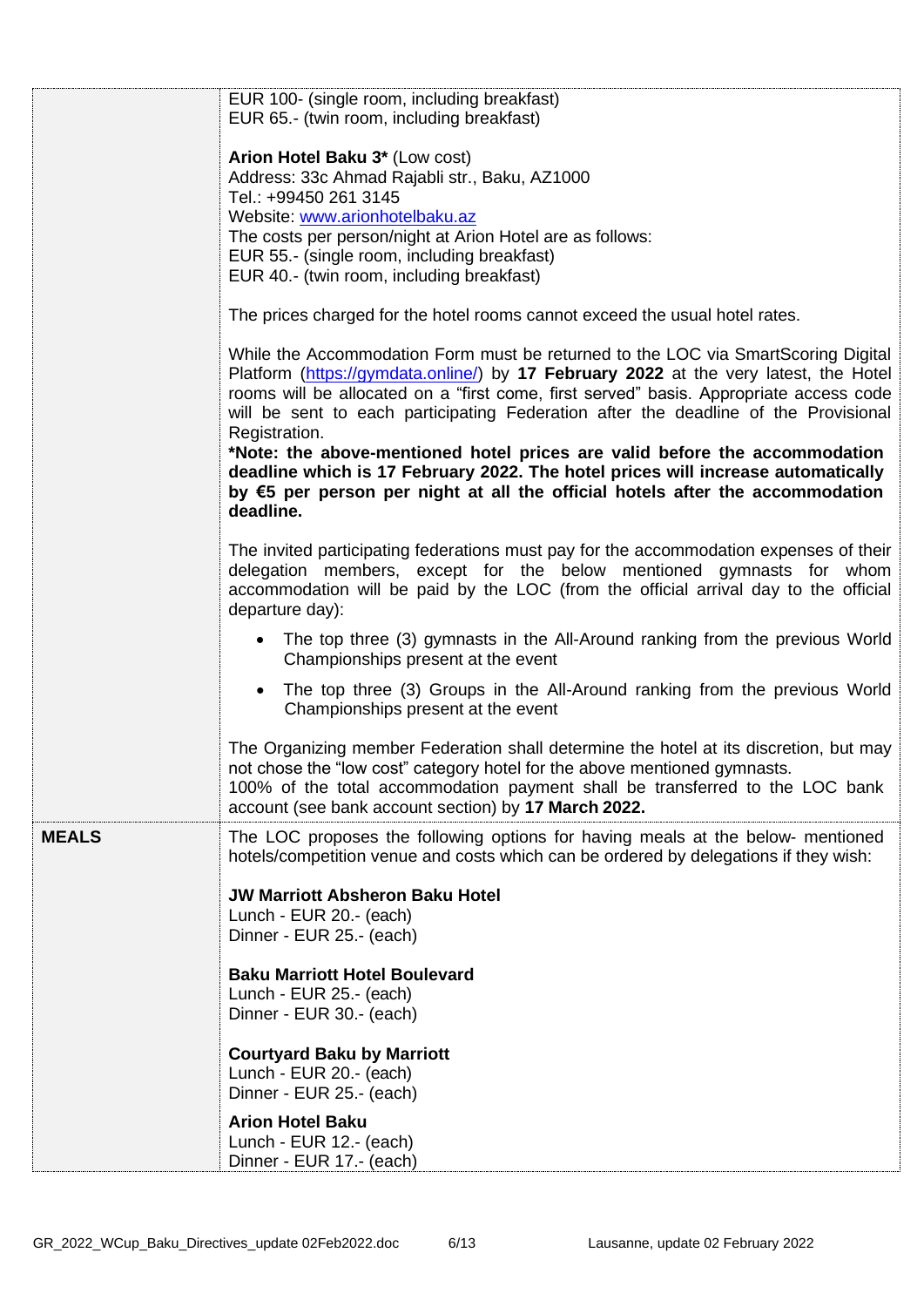| | |
|---|---|
| | EUR 100- (single room, including breakfast)<br>EUR 65.- (twin room, including breakfast)<br><br>**Arion Hotel Baku 3*** (Low cost)<br>Address: 33c Ahmad Rajabli str., Baku, AZ1000<br>Tel.: +99450 261 3145<br>Website: [www.arionhotelbaku.az](www.arionhotelbaku.az)<br>The costs per person/night at Arion Hotel are as follows:<br>EUR 55.- (single room, including breakfast)<br>EUR 40.- (twin room, including breakfast)<br><br>The prices charged for the hotel rooms cannot exceed the usual hotel rates.<br><br>While the Accommodation Form must be returned to the LOC via SmartScoring Digital Platform ([https://gymdata.online/](https://gymdata.online/)) by **17 February 2022** at the very latest, the Hotel rooms will be allocated on a "first come, first served" basis. Appropriate access code will be sent to each participating Federation after the deadline of the Provisional Registration.<br>***Note: the above-mentioned hotel prices are valid before the accommodation deadline which is 17 February 2022. The hotel prices will increase automatically by €5 per person per night at all the official hotels after the accommodation deadline.**<br><br>The invited participating federations must pay for the accommodation expenses of their delegation members, except for the below mentioned gymnasts for whom accommodation will be paid by the LOC (from the official arrival day to the official departure day):<br>• The top three (3) gymnasts in the All-Around ranking from the previous World Championships present at the event<br>• The top three (3) Groups in the All-Around ranking from the previous World Championships present at the event<br><br>The Organizing member Federation shall determine the hotel at its discretion, but may not chose the "low cost" category hotel for the above mentioned gymnasts.<br>100% of the total accommodation payment shall be transferred to the LOC bank account (see bank account section) by **17 March 2022.** |
| **MEALS** | The LOC proposes the following options for having meals at the below- mentioned hotels/competition venue and costs which can be ordered by delegations if they wish:<br><br>**JW Marriott Absheron Baku Hotel**<br>Lunch - EUR 20.- (each)<br>Dinner - EUR 25.- (each)<br><br>**Baku Marriott Hotel Boulevard**<br>Lunch - EUR 25.- (each)<br>Dinner - EUR 30.- (each)<br><br>**Courtyard Baku by Marriott**<br>Lunch - EUR 20.- (each)<br>Dinner - EUR 25.- (each)<br><br>**Arion Hotel Baku**<br>Lunch - EUR 12.- (each)<br>Dinner - EUR 17.- (each) |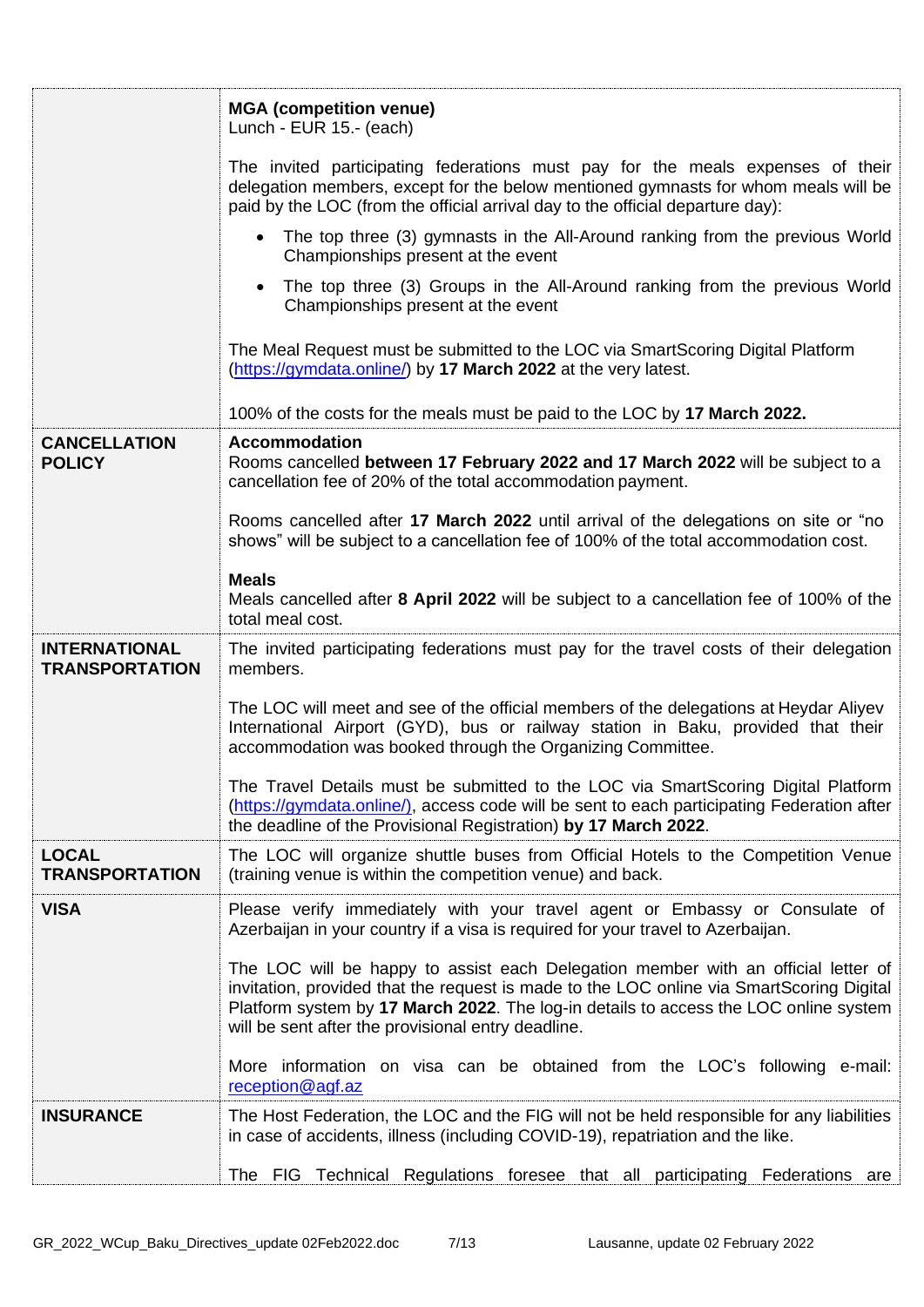| | |
|---|---|
| | **MGA (competition venue)**<br>Lunch - EUR 15.- (each)<br><br>The invited participating federations must pay for the meals expenses of their delegation members, except for the below mentioned gymnasts for whom meals will be paid by the LOC (from the official arrival day to the official departure day):<br><br>• The top three (3) gymnasts in the All-Around ranking from the previous World Championships present at the event<br>• The top three (3) Groups in the All-Around ranking from the previous World Championships present at the event<br><br>The Meal Request must be submitted to the LOC via SmartScoring Digital Platform (https://gymdata.online/) by **17 March 2022** at the very latest.<br><br>100% of the costs for the meals must be paid to the LOC by **17 March 2022.** |
| **CANCELLATION POLICY** | **Accommodation**<br>Rooms cancelled **between 17 February 2022 and 17 March 2022** will be subject to a cancellation fee of 20% of the total accommodation payment.<br><br>Rooms cancelled after **17 March 2022** until arrival of the delegations on site or "no shows" will be subject to a cancellation fee of 100% of the total accommodation cost.<br><br>**Meals**<br>Meals cancelled after **8 April 2022** will be subject to a cancellation fee of 100% of the total meal cost. |
| **INTERNATIONAL TRANSPORTATION** | The invited participating federations must pay for the travel costs of their delegation members.<br><br>The LOC will meet and see of the official members of the delegations at Heydar Aliyev International Airport (GYD), bus or railway station in Baku, provided that their accommodation was booked through the Organizing Committee.<br><br>The Travel Details must be submitted to the LOC via SmartScoring Digital Platform (https://gymdata.online/), access code will be sent to each participating Federation after the deadline of the Provisional Registration) **by 17 March 2022**. |
| **LOCAL TRANSPORTATION** | The LOC will organize shuttle buses from Official Hotels to the Competition Venue (training venue is within the competition venue) and back. |
| **VISA** | Please verify immediately with your travel agent or Embassy or Consulate of Azerbaijan in your country if a visa is required for your travel to Azerbaijan.<br><br>The LOC will be happy to assist each Delegation member with an official letter of invitation, provided that the request is made to the LOC online via SmartScoring Digital Platform system by **17 March 2022**. The log-in details to access the LOC online system will be sent after the provisional entry deadline.<br><br>More information on visa can be obtained from the LOC's following e-mail: reception@agf.az |
| **INSURANCE** | The Host Federation, the LOC and the FIG will not be held responsible for any liabilities in case of accidents, illness (including COVID-19), repatriation and the like.<br><br>The FIG Technical Regulations foresee that all participating Federations are |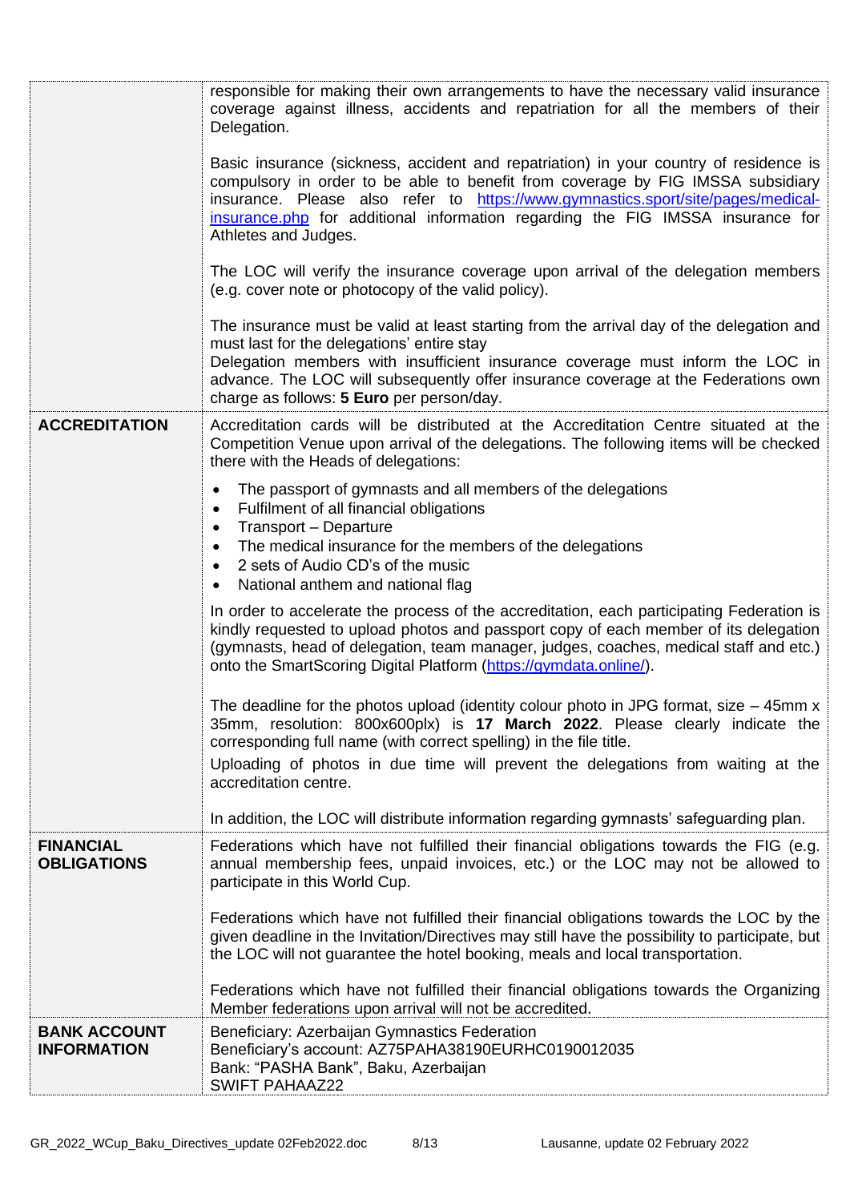| | |
|---|---|
| | responsible for making their own arrangements to have the necessary valid insurance coverage against illness, accidents and repatriation for all the members of their Delegation.<br><br>Basic insurance (sickness, accident and repatriation) in your country of residence is compulsory in order to be able to benefit from coverage by FIG IMSSA subsidiary insurance. Please also refer to [https://www.gymnastics.sport/site/pages/medical-insurance.php](https://www.gymnastics.sport/site/pages/medical-insurance.php) for additional information regarding the FIG IMSSA insurance for Athletes and Judges.<br><br>The LOC will verify the insurance coverage upon arrival of the delegation members (e.g. cover note or photocopy of the valid policy).<br><br>The insurance must be valid at least starting from the arrival day of the delegation and must last for the delegations' entire stay<br>Delegation members with insufficient insurance coverage must inform the LOC in advance. The LOC will subsequently offer insurance coverage at the Federations own charge as follows: **5 Euro** per person/day. |
| **ACCREDITATION** | Accreditation cards will be distributed at the Accreditation Centre situated at the Competition Venue upon arrival of the delegations. The following items will be checked there with the Heads of delegations:<br><br>• The passport of gymnasts and all members of the delegations<br>• Fulfilment of all financial obligations<br>• Transport – Departure<br>• The medical insurance for the members of the delegations<br>• 2 sets of Audio CD's of the music<br>• National anthem and national flag<br><br>In order to accelerate the process of the accreditation, each participating Federation is kindly requested to upload photos and passport copy of each member of its delegation (gymnasts, head of delegation, team manager, judges, coaches, medical staff and etc.) onto the SmartScoring Digital Platform ([https://gymdata.online/](https://gymdata.online/)).<br><br>The deadline for the photos upload (identity colour photo in JPG format, size – 45mm x 35mm, resolution: 800x600plx) is **17 March 2022**. Please clearly indicate the corresponding full name (with correct spelling) in the file title.<br>Uploading of photos in due time will prevent the delegations from waiting at the accreditation centre.<br><br>In addition, the LOC will distribute information regarding gymnasts' safeguarding plan. |
| **FINANCIAL OBLIGATIONS** | Federations which have not fulfilled their financial obligations towards the FIG (e.g. annual membership fees, unpaid invoices, etc.) or the LOC may not be allowed to participate in this World Cup.<br><br>Federations which have not fulfilled their financial obligations towards the LOC by the given deadline in the Invitation/Directives may still have the possibility to participate, but the LOC will not guarantee the hotel booking, meals and local transportation.<br><br>Federations which have not fulfilled their financial obligations towards the Organizing Member federations upon arrival will not be accredited. |
| **BANK ACCOUNT INFORMATION** | Beneficiary: Azerbaijan Gymnastics Federation<br>Beneficiary's account: AZ75PAHA38190EURHC0190012035<br>Bank: "PASHA Bank", Baku, Azerbaijan<br>SWIFT PAHAAZ22 |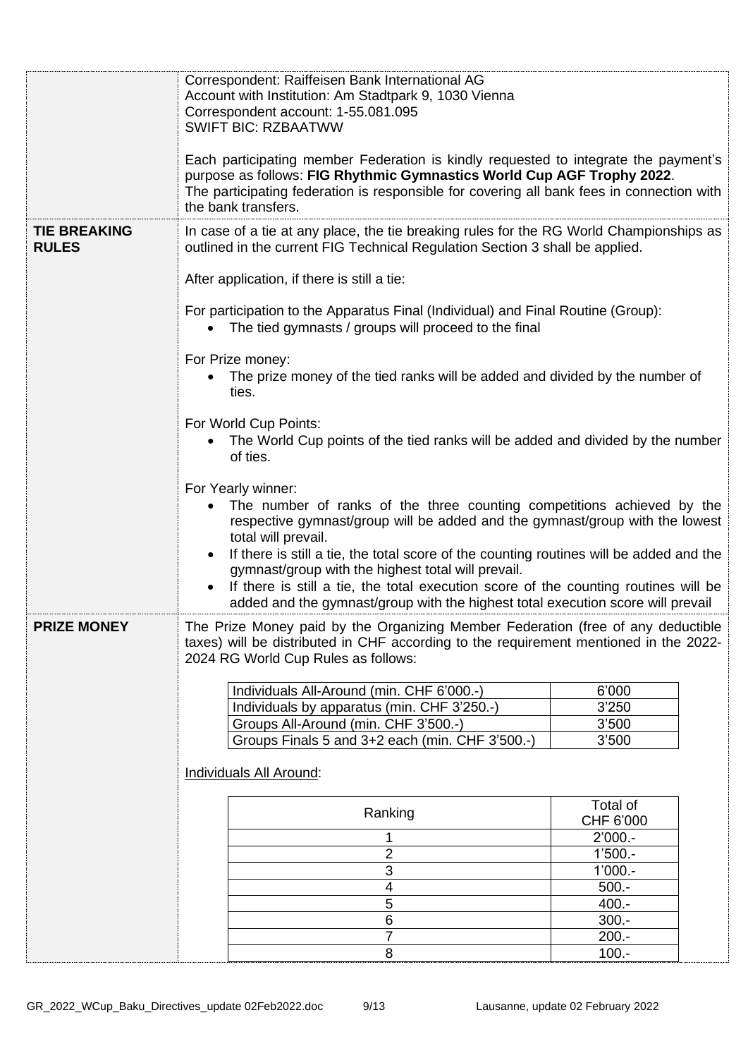Correspondent: Raiffeisen Bank International AG
Account with Institution: Am Stadtpark 9, 1030 Vienna
Correspondent account: 1-55.081.095
SWIFT BIC: RZBAATWW

Each participating member Federation is kindly requested to integrate the payment's purpose as follows: **FIG Rhythmic Gymnastics World Cup AGF Trophy 2022**.
The participating federation is responsible for covering all bank fees in connection with the bank transfers.

**TIE BREAKING RULES**

In case of a tie at any place, the tie breaking rules for the RG World Championships as outlined in the current FIG Technical Regulation Section 3 shall be applied.

After application, if there is still a tie:

For participation to the Apparatus Final (Individual) and Final Routine (Group):

- The tied gymnasts / groups will proceed to the final

For Prize money:

- The prize money of the tied ranks will be added and divided by the number of ties.

For World Cup Points:

- The World Cup points of the tied ranks will be added and divided by the number of ties.

For Yearly winner:

- The number of ranks of the three counting competitions achieved by the respective gymnast/group will be added and the gymnast/group with the lowest total will prevail.
- If there is still a tie, the total score of the counting routines will be added and the gymnast/group with the highest total will prevail.
- If there is still a tie, the total execution score of the counting routines will be added and the gymnast/group with the highest total execution score will prevail

**PRIZE MONEY**

The Prize Money paid by the Organizing Member Federation (free of any deductible taxes) will be distributed in CHF according to the requirement mentioned in the 2022-2024 RG World Cup Rules as follows:

| | |
|---|---|
| Individuals All-Around (min. CHF 6'000.-) | 6'000 |
| Individuals by apparatus (min. CHF 3'250.-) | 3'250 |
| Groups All-Around (min. CHF 3'500.-) | 3'500 |
| Groups Finals 5 and 3+2 each (min. CHF 3'500.-) | 3'500 |

Individuals All Around:

| Ranking | Total of CHF 6'000 |
|---|---|
| 1 | 2'000.- |
| 2 | 1'500.- |
| 3 | 1'000.- |
| 4 | 500.- |
| 5 | 400.- |
| 6 | 300.- |
| 7 | 200.- |
| 8 | 100.- |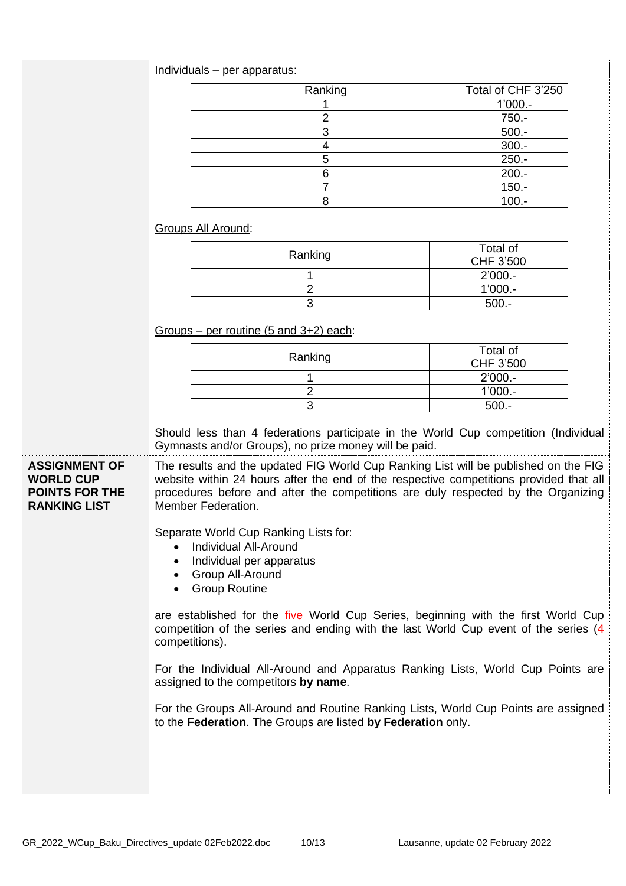Individuals – per apparatus:

| Ranking | Total of CHF 3'250 |
| --- | --- |
| 1 | 1'000.- |
| 2 | 750.- |
| 3 | 500.- |
| 4 | 300.- |
| 5 | 250.- |
| 6 | 200.- |
| 7 | 150.- |
| 8 | 100.- |

Groups All Around:

| Ranking | Total of CHF 3'500 |
| --- | --- |
| 1 | 2'000.- |
| 2 | 1'000.- |
| 3 | 500.- |

Groups – per routine (5 and 3+2) each:

| Ranking | Total of CHF 3'500 |
| --- | --- |
| 1 | 2'000.- |
| 2 | 1'000.- |
| 3 | 500.- |

Should less than 4 federations participate in the World Cup competition (Individual Gymnasts and/or Groups), no prize money will be paid.

**ASSIGNMENT OF WORLD CUP POINTS FOR THE RANKING LIST**

The results and the updated FIG World Cup Ranking List will be published on the FIG website within 24 hours after the end of the respective competitions provided that all procedures before and after the competitions are duly respected by the Organizing Member Federation.

Separate World Cup Ranking Lists for:

- Individual All-Around
- Individual per apparatus
- Group All-Around
- Group Routine

are established for the five World Cup Series, beginning with the first World Cup competition of the series and ending with the last World Cup event of the series (4 competitions).

For the Individual All-Around and Apparatus Ranking Lists, World Cup Points are assigned to the competitors **by name**.

For the Groups All-Around and Routine Ranking Lists, World Cup Points are assigned to the **Federation**. The Groups are listed **by Federation** only.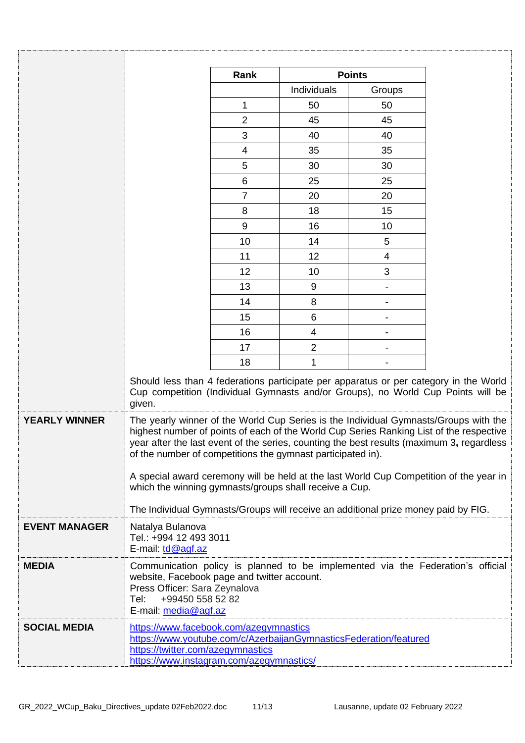| Rank | Points | |
|---|---|---|
| | Individuals | Groups |
| 1 | 50 | 50 |
| 2 | 45 | 45 |
| 3 | 40 | 40 |
| 4 | 35 | 35 |
| 5 | 30 | 30 |
| 6 | 25 | 25 |
| 7 | 20 | 20 |
| 8 | 18 | 15 |
| 9 | 16 | 10 |
| 10 | 14 | 5 |
| 11 | 12 | 4 |
| 12 | 10 | 3 |
| 13 | 9 | - |
| 14 | 8 | - |
| 15 | 6 | - |
| 16 | 4 | - |
| 17 | 2 | - |
| 18 | 1 | - |

Should less than 4 federations participate per apparatus or per category in the World Cup competition (Individual Gymnasts and/or Groups), no World Cup Points will be given.

**YEARLY WINNER**

The yearly winner of the World Cup Series is the Individual Gymnasts/Groups with the highest number of points of each of the World Cup Series Ranking List of the respective year after the last event of the series, counting the best results (maximum 3**,** regardless of the number of competitions the gymnast participated in).

A special award ceremony will be held at the last World Cup Competition of the year in which the winning gymnasts/groups shall receive a Cup.

The Individual Gymnasts/Groups will receive an additional prize money paid by FIG.

**EVENT MANAGER**

Natalya Bulanova
Tel.: +994 12 493 3011
E-mail: td@agf.az

**MEDIA**

Communication policy is planned to be implemented via the Federation's official website, Facebook page and twitter account.
Press Officer: Sara Zeynalova
Tel: +99450 558 52 82
E-mail: media@agf.az

**SOCIAL MEDIA**

https://www.facebook.com/azegymnastics
https://www.youtube.com/c/AzerbaijanGymnasticsFederation/featured
https://twitter.com/azegymnastics
https://www.instagram.com/azegymnastics/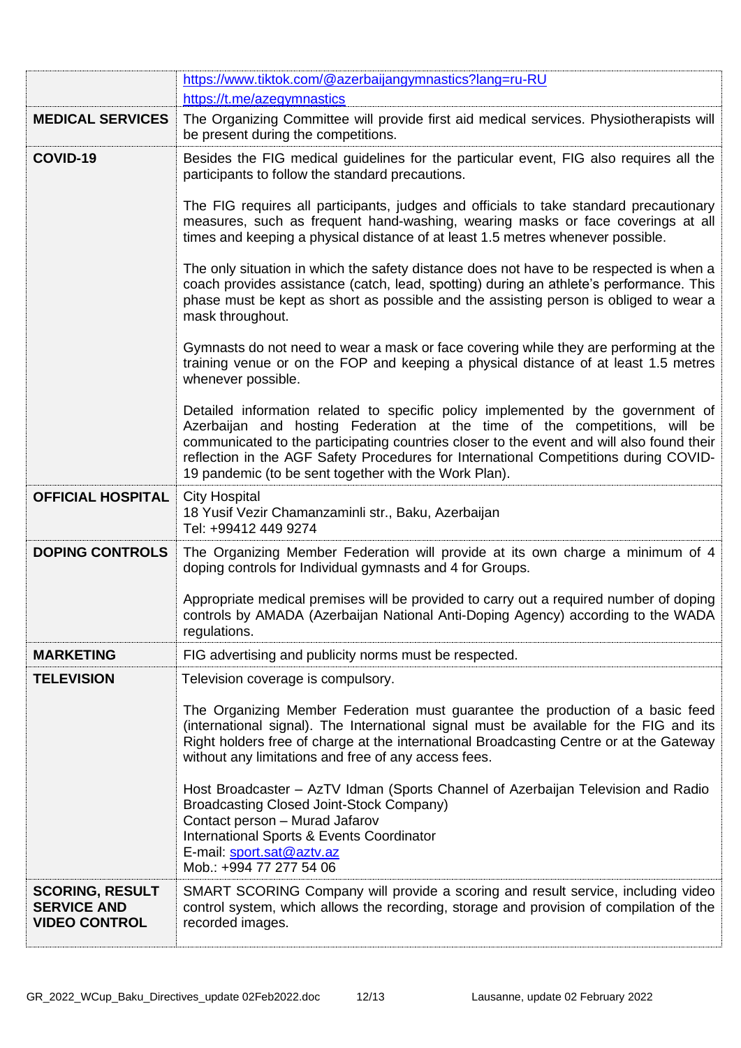| | |
|---|---|
| | https://www.tiktok.com/@azerbaijangymnastics?lang=ru-RU<br>https://t.me/azegymnastics |
| **MEDICAL SERVICES** | The Organizing Committee will provide first aid medical services. Physiotherapists will be present during the competitions. |
| **COVID-19** | Besides the FIG medical guidelines for the particular event, FIG also requires all the participants to follow the standard precautions.<br><br>The FIG requires all participants, judges and officials to take standard precautionary measures, such as frequent hand-washing, wearing masks or face coverings at all times and keeping a physical distance of at least 1.5 metres whenever possible.<br><br>The only situation in which the safety distance does not have to be respected is when a coach provides assistance (catch, lead, spotting) during an athlete's performance. This phase must be kept as short as possible and the assisting person is obliged to wear a mask throughout.<br><br>Gymnasts do not need to wear a mask or face covering while they are performing at the training venue or on the FOP and keeping a physical distance of at least 1.5 metres whenever possible.<br><br>Detailed information related to specific policy implemented by the government of Azerbaijan and hosting Federation at the time of the competitions, will be communicated to the participating countries closer to the event and will also found their reflection in the AGF Safety Procedures for International Competitions during COVID-19 pandemic (to be sent together with the Work Plan). |
| **OFFICIAL HOSPITAL** | City Hospital<br>18 Yusif Vezir Chamanzaminli str., Baku, Azerbaijan<br>Tel: +99412 449 9274 |
| **DOPING CONTROLS** | The Organizing Member Federation will provide at its own charge a minimum of 4 doping controls for Individual gymnasts and 4 for Groups.<br><br>Appropriate medical premises will be provided to carry out a required number of doping controls by AMADA (Azerbaijan National Anti-Doping Agency) according to the WADA regulations. |
| **MARKETING** | FIG advertising and publicity norms must be respected. |
| **TELEVISION** | Television coverage is compulsory.<br><br>The Organizing Member Federation must guarantee the production of a basic feed (international signal). The International signal must be available for the FIG and its Right holders free of charge at the international Broadcasting Centre or at the Gateway without any limitations and free of any access fees.<br><br>Host Broadcaster – AzTV Idman (Sports Channel of Azerbaijan Television and Radio Broadcasting Closed Joint-Stock Company)<br>Contact person – Murad Jafarov<br>International Sports & Events Coordinator<br>E-mail: sport.sat@aztv.az<br>Mob.: +994 77 277 54 06 |
| **SCORING, RESULT SERVICE AND VIDEO CONTROL** | SMART SCORING Company will provide a scoring and result service, including video control system, which allows the recording, storage and provision of compilation of the recorded images. |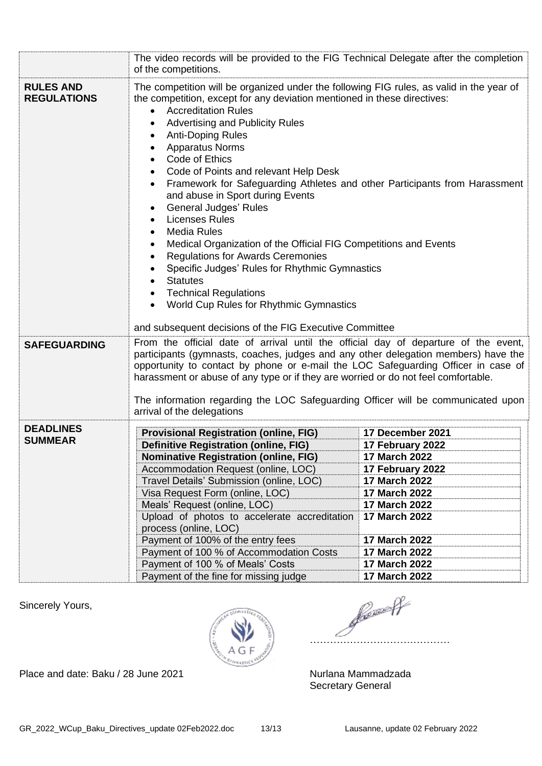| | |
|---|---|
| | The video records will be provided to the FIG Technical Delegate after the completion of the competitions. |
| **RULES AND REGULATIONS** | The competition will be organized under the following FIG rules, as valid in the year of the competition, except for any deviation mentioned in these directives:<br>• Accreditation Rules<br>• Advertising and Publicity Rules<br>• Anti-Doping Rules<br>• Apparatus Norms<br>• Code of Ethics<br>• Code of Points and relevant Help Desk<br>• Framework for Safeguarding Athletes and other Participants from Harassment and abuse in Sport during Events<br>• General Judges' Rules<br>• Licenses Rules<br>• Media Rules<br>• Medical Organization of the Official FIG Competitions and Events<br>• Regulations for Awards Ceremonies<br>• Specific Judges' Rules for Rhythmic Gymnastics<br>• Statutes<br>• Technical Regulations<br>• World Cup Rules for Rhythmic Gymnastics<br><br>and subsequent decisions of the FIG Executive Committee |
| **SAFEGUARDING** | From the official date of arrival until the official day of departure of the event, participants (gymnasts, coaches, judges and any other delegation members) have the opportunity to contact by phone or e-mail the LOC Safeguarding Officer in case of harassment or abuse of any type or if they are worried or do not feel comfortable.<br><br>The information regarding the LOC Safeguarding Officer will be communicated upon arrival of the delegations |
| **DEADLINES SUMMEAR** | |

| | |
|---|---|
| **Provisional Registration (online, FIG)** | **17 December 2021** |
| **Definitive Registration (online, FIG)** | **17 February 2022** |
| **Nominative Registration (online, FIG)** | **17 March 2022** |
| Accommodation Request (online, LOC) | **17 February 2022** |
| Travel Details' Submission (online, LOC) | **17 March 2022** |
| Visa Request Form (online, LOC) | **17 March 2022** |
| Meals' Request (online, LOC) | **17 March 2022** |
| Upload of photos to accelerate accreditation process (online, LOC) | **17 March 2022** |
| Payment of 100% of the entry fees | **17 March 2022** |
| Payment of 100 % of Accommodation Costs | **17 March 2022** |
| Payment of 100 % of Meals' Costs | **17 March 2022** |
| Payment of the fine for missing judge | **17 March 2022** |

Sincerely Yours,

……………………………………

Place and date: Baku / 28 June 2021

Nurlana Mammadzada
Secretary General